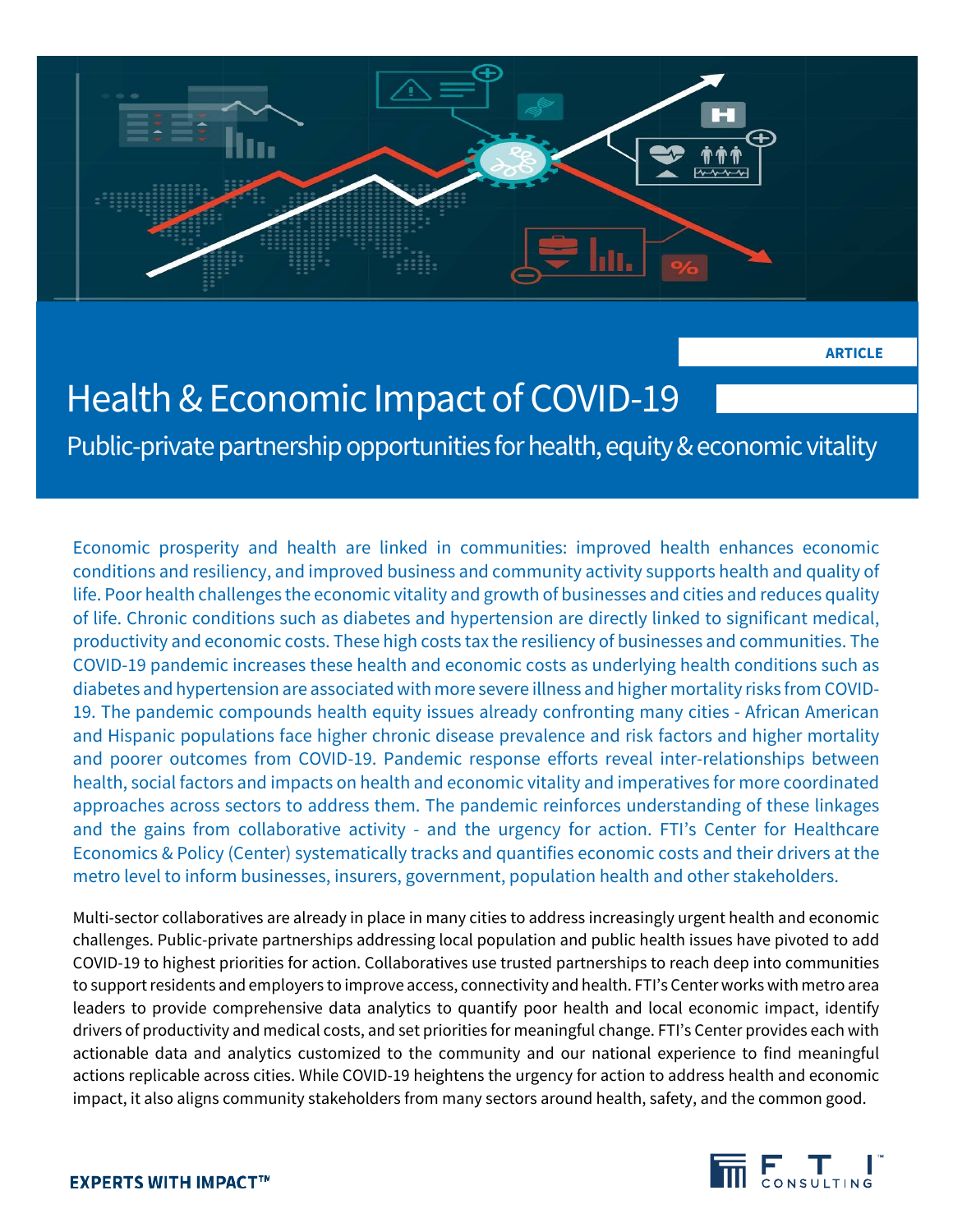ARTICLE

# Health & Economic Impact of COVID-19

## Public-private partnership opportunities for health, equity & economic vitality

Economic prosperity and health are linked in communities: improved health enhances economic conditions and resiliency, and improved business and community activity supports health and quality of life. Poor health challenges the economic vitality and growth of businesses and cities and reduces quality of life. Chronic conditions such as diabetes and hypertension are directly linked to significant medical, productivity and economic costs. These high costs tax the resiliency of businesses and communities. The COVID-19 pandemic increases these health and economic costs as underlying health conditions such as diabetes and hypertension are associated with more severe illness and higher mortality risks from COVID-19. The pandemic compounds health equity issues already confronting many cities - African American and Hispanic populations face higher chronic disease prevalence and risk factors and higher mortality and poorer outcomes from COVID-19. Pandemic response efforts reveal inter-relationships between health, social factors and impacts on health and economic vitality and imperatives for more coordinated approaches across sectors to address them. The pandemic reinforces understanding of these linkages and the gains from collaborative activity - and the urgency for action. FTI's Center for Healthcare Economics & Policy (Center) systematically tracks and quantifies economic costs and their drivers at the metro level to inform businesses, insurers, government, population health and other stakeholders.

Multi-sector collaboratives are already in place in many cities to address increasingly urgent health and economic challenges. Public-private partnerships addressing local population and public health issues have pivoted to add COVID-19 to highest priorities for action. Collaboratives use trusted partnerships to reach deep into communities to support residents and employers to improve access, connectivity and health. FTI's Center works with metro area leaders to provide comprehensive data analytics to quantify poor health and local economic impact, identify drivers of productivity and medical costs, and set priorities for meaningful change. FTI's Center provides each with actionable data and analytics customized to the community and our national experience to find meaningful actions replicable across cities. While COVID-19 heightens the urgency for action to address health and economic impact, it also aligns community stakeholders from many sectors around health, safety, and the common good.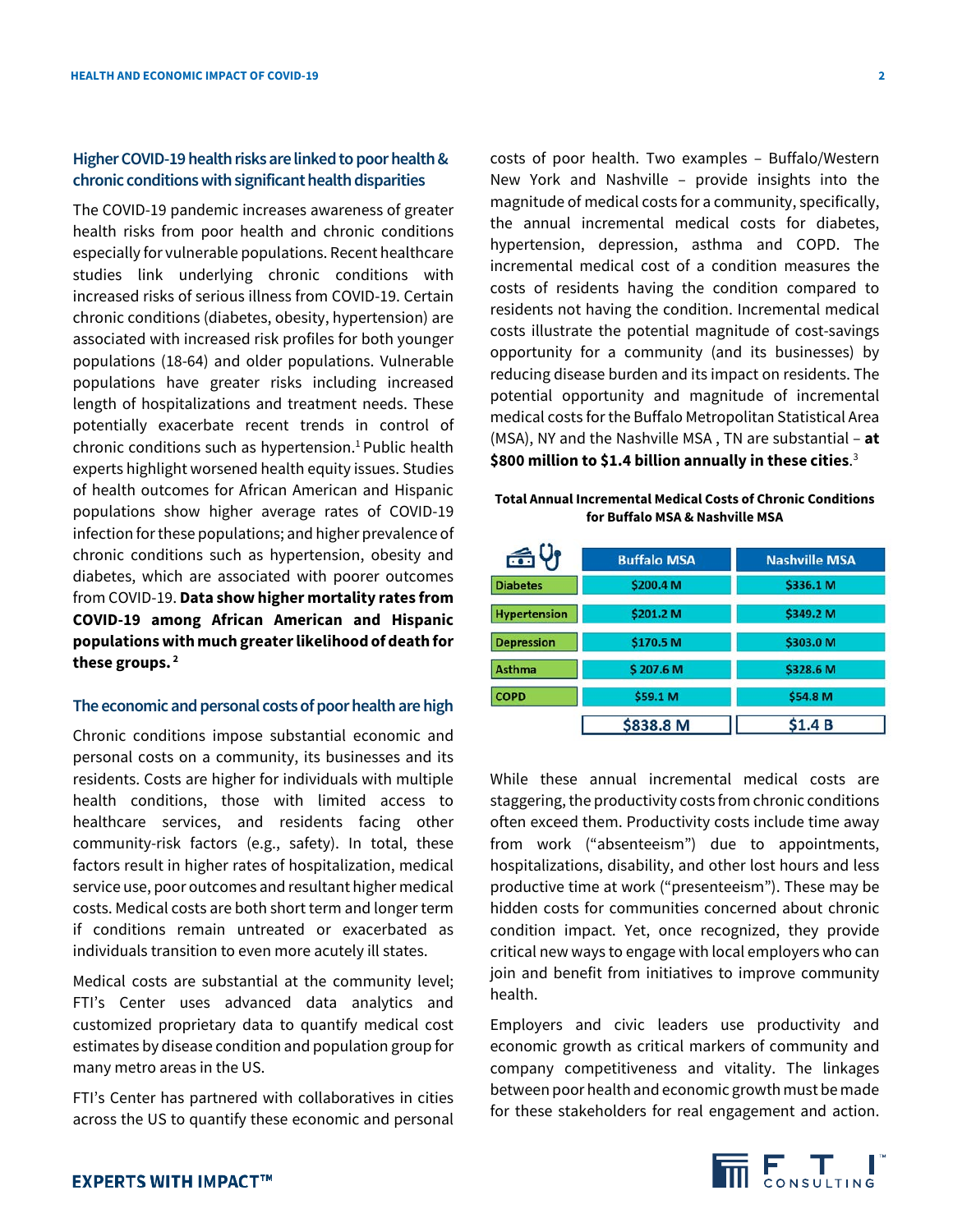## Higher COVID-19 health risks are linked to poor health & chronic conditions with significant health disparities

The COVID-19 pandemic increases awareness of greater health risks from poor health and chronic conditions especially for vulnerable populations. Recent healthcare studies link underlying chronic conditions with increased risks of serious illness from COVID-19. Certain chronic conditions (diabetes, obesity, hypertension) are associated with increased risk profiles for both younger populations (18-64) and older populations. Vulnerable populations have greater risks including increased length of hospitalizations and treatment needs. These potentially exacerbate recent trends in control of chronic conditions such as hypertension.[1] Public health experts highlight worsened health equity issues. Studies of health outcomes for African American and Hispanic populations show higher average rates of COVID-19 infection for these populations; and higher prevalence of chronic conditions such as hypertension, obesity and diabetes, which are associated with poorer outcomes from COVID-19. **Data show higher mortality rates from COVID-19 among African American and Hispanic populations with much greater likelihood of death for these groups.** [2]

## The economic and personal costs of poor health are high

Chronic conditions impose substantial economic and personal costs on a community, its businesses and its residents. Costs are higher for individuals with multiple health conditions, those with limited access to healthcare services, and residents facing other community-risk factors (e.g., safety). In total, these factors result in higher rates of hospitalization, medical service use, poor outcomes and resultant higher medical costs. Medical costs are both short term and longer term if conditions remain untreated or exacerbated as individuals transition to even more acutely ill states.

Medical costs are substantial at the community level; FTI's Center uses advanced data analytics and customized proprietary data to quantify medical cost estimates by disease condition and population group for many metro areas in the US.

FTI's Center has partnered with collaboratives in cities across the US to quantify these economic and personal costs of poor health. Two examples – Buffalo/Western New York and Nashville – provide insights into the magnitude of medical costs for a community, specifically, the annual incremental medical costs for diabetes, hypertension, depression, asthma and COPD. The incremental medical cost of a condition measures the costs of residents having the condition compared to residents not having the condition. Incremental medical costs illustrate the potential magnitude of cost-savings opportunity for a community (and its businesses) by reducing disease burden and its impact on residents. The potential opportunity and magnitude of incremental medical costs for the Buffalo Metropolitan Statistical Area (MSA), NY and the Nashville MSA , TN are substantial – **at $800 million to $1.4 billion annually in these cities**.[3]

**Total Annual Incremental Medical Costs of Chronic Conditions for Buffalo MSA & Nashville MSA**

| | Buffalo MSA | Nashville MSA |
|---|---|---|
| Diabetes | $200.4 M | $336.1 M |
| Hypertension | $201.2 M | $349.2 M |
| Depression | $170.5 M | $303.0 M |
| Asthma | $ 207.6 M | $328.6 M |
| COPD | $59.1 M | $54.8 M |
| | $838.8 M | $1.4 B |

While these annual incremental medical costs are staggering, the productivity costs from chronic conditions often exceed them. Productivity costs include time away from work ("absenteeism") due to appointments, hospitalizations, disability, and other lost hours and less productive time at work ("presenteeism"). These may be hidden costs for communities concerned about chronic condition impact. Yet, once recognized, they provide critical new ways to engage with local employers who can join and benefit from initiatives to improve community health.

Employers and civic leaders use productivity and economic growth as critical markers of community and company competitiveness and vitality. The linkages between poor health and economic growth must be made for these stakeholders for real engagement and action.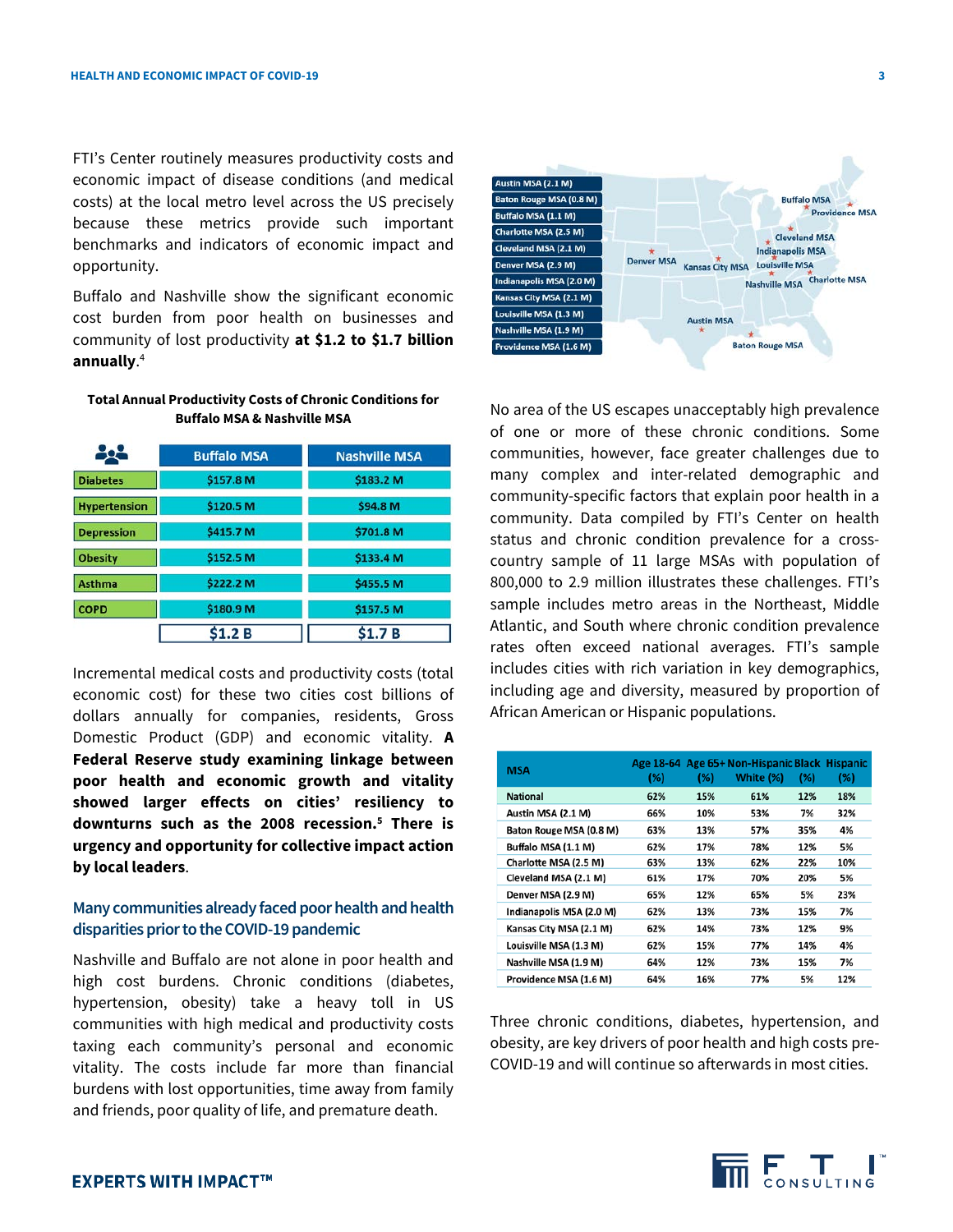FTI's Center routinely measures productivity costs and economic impact of disease conditions (and medical costs) at the local metro level across the US precisely because these metrics provide such important benchmarks and indicators of economic impact and opportunity.

Buffalo and Nashville show the significant economic cost burden from poor health on businesses and community of lost productivity **at $1.2 to $1.7 billion annually**.[4]

**Total Annual Productivity Costs of Chronic Conditions for Buffalo MSA & Nashville MSA**

| | Buffalo MSA | Nashville MSA |
|---|---|---|
| Diabetes | $157.8 M | $183.2 M |
| Hypertension | $120.5 M | $94.8 M |
| Depression | $415.7 M | $701.8 M |
| Obesity | $152.5 M | $133.4 M |
| Asthma | $222.2 M | $455.5 M |
| COPD | $180.9 M | $157.5 M |
| | $1.2 B | $1.7 B |

Incremental medical costs and productivity costs (total economic cost) for these two cities cost billions of dollars annually for companies, residents, Gross Domestic Product (GDP) and economic vitality. **A Federal Reserve study examining linkage between poor health and economic growth and vitality showed larger effects on cities' resiliency to downturns such as the 2008 recession.[5] There is urgency and opportunity for collective impact action by local leaders**.

## Many communities already faced poor health and health disparities prior to the COVID-19 pandemic

Nashville and Buffalo are not alone in poor health and high cost burdens. Chronic conditions (diabetes, hypertension, obesity) take a heavy toll in US communities with high medical and productivity costs taxing each community's personal and economic vitality. The costs include far more than financial burdens with lost opportunities, time away from family and friends, poor quality of life, and premature death.

- Austin MSA (2.1 M)
- Baton Rouge MSA (0.8 M)
- Buffalo MSA (1.1 M)
- Charlotte MSA (2.5 M)
- Cleveland MSA (2.1 M)
- Denver MSA (2.9 M)
- Indianapolis MSA (2.0 M)
- Kansas City MSA (2.1 M)
- Louisville MSA (1.3 M)
- Nashville MSA (1.9 M)
- Providence MSA (1.6 M)

No area of the US escapes unacceptably high prevalence of one or more of these chronic conditions. Some communities, however, face greater challenges due to many complex and inter-related demographic and community-specific factors that explain poor health in a community. Data compiled by FTI's Center on health status and chronic condition prevalence for a cross-country sample of 11 large MSAs with population of 800,000 to 2.9 million illustrates these challenges. FTI's sample includes metro areas in the Northeast, Middle Atlantic, and South where chronic condition prevalence rates often exceed national averages. FTI's sample includes cities with rich variation in key demographics, including age and diversity, measured by proportion of African American or Hispanic populations.

| MSA | Age 18-64 (%) | Age 65+ (%) | Non-Hispanic White (%) | Black (%) | Hispanic (%) |
|---|---|---|---|---|---|
| National | 62% | 15% | 61% | 12% | 18% |
| Austin MSA (2.1 M) | 66% | 10% | 53% | 7% | 32% |
| Baton Rouge MSA (0.8 M) | 63% | 13% | 57% | 35% | 4% |
| Buffalo MSA (1.1 M) | 62% | 17% | 78% | 12% | 5% |
| Charlotte MSA (2.5 M) | 63% | 13% | 62% | 22% | 10% |
| Cleveland MSA (2.1 M) | 61% | 17% | 70% | 20% | 5% |
| Denver MSA (2.9 M) | 65% | 12% | 65% | 5% | 23% |
| Indianapolis MSA (2.0 M) | 62% | 13% | 73% | 15% | 7% |
| Kansas City MSA (2.1 M) | 62% | 14% | 73% | 12% | 9% |
| Louisville MSA (1.3 M) | 62% | 15% | 77% | 14% | 4% |
| Nashville MSA (1.9 M) | 64% | 12% | 73% | 15% | 7% |
| Providence MSA (1.6 M) | 64% | 16% | 77% | 5% | 12% |

Three chronic conditions, diabetes, hypertension, and obesity, are key drivers of poor health and high costs pre-COVID-19 and will continue so afterwards in most cities.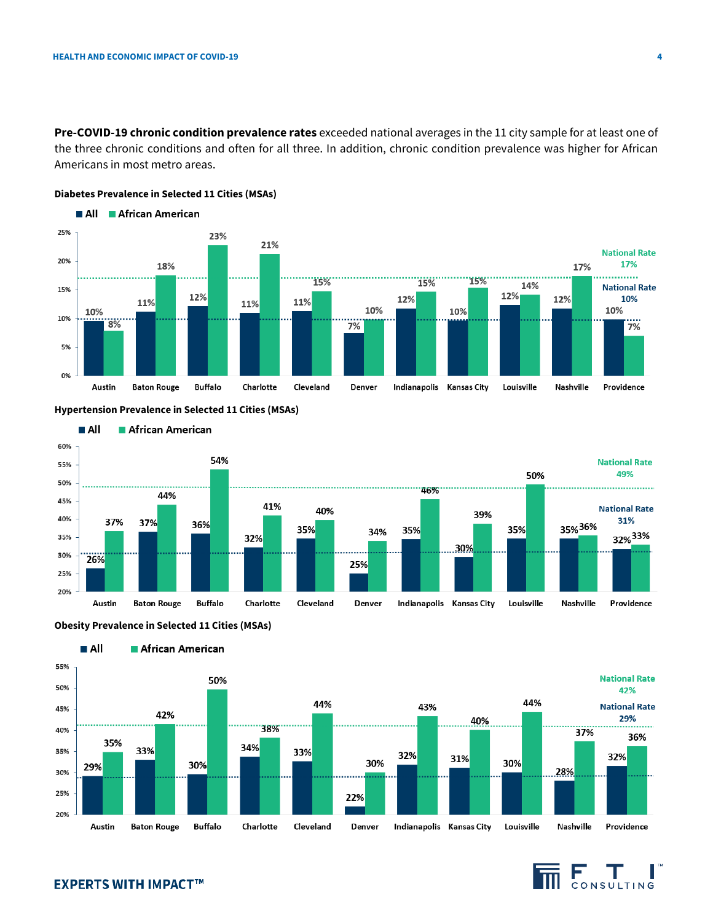**Pre-COVID-19 chronic condition prevalence rates** exceeded national averages in the 11 city sample for at least one of the three chronic conditions and often for all three. In addition, chronic condition prevalence was higher for African Americans in most metro areas.

**Diabetes Prevalence in Selected 11 Cities (MSAs)**

| City | All | African American |
|---|---|---|
| Austin | 10% | 8% |
| Baton Rouge | 11% | 18% |
| Buffalo | 12% | 23% |
| Charlotte | 11% | 21% |
| Cleveland | 11% | 15% |
| Denver | 7% | 10% |
| Indianapolis | 12% | 15% |
| Kansas City | 10% | 15% |
| Louisville | 12% | 14% |
| Nashville | 12% | 17% |
| Providence | 10% | 7% |

National Rate (African American): 17%
National Rate (All): 10%

**Hypertension Prevalence in Selected 11 Cities (MSAs)**

| City | All | African American |
|---|---|---|
| Austin | 26% | 37% |
| Baton Rouge | 37% | 44% |
| Buffalo | 36% | 54% |
| Charlotte | 32% | 41% |
| Cleveland | 35% | 40% |
| Denver | 25% | 34% |
| Indianapolis | 35% | 46% |
| Kansas City | 30% | 39% |
| Louisville | 35% | 50% |
| Nashville | 35% | 36% |
| Providence | 32% | 33% |

National Rate (African American): 49%
National Rate (All): 31%

**Obesity Prevalence in Selected 11 Cities (MSAs)**

| City | All | African American |
|---|---|---|
| Austin | 29% | 35% |
| Baton Rouge | 33% | 42% |
| Buffalo | 30% | 50% |
| Charlotte | 34% | 38% |
| Cleveland | 33% | 44% |
| Denver | 22% | 30% |
| Indianapolis | 32% | 43% |
| Kansas City | 31% | 40% |
| Louisville | 30% | 44% |
| Nashville | 28% | 37% |
| Providence | 32% | 36% |

National Rate (African American): 42%
National Rate (All): 29%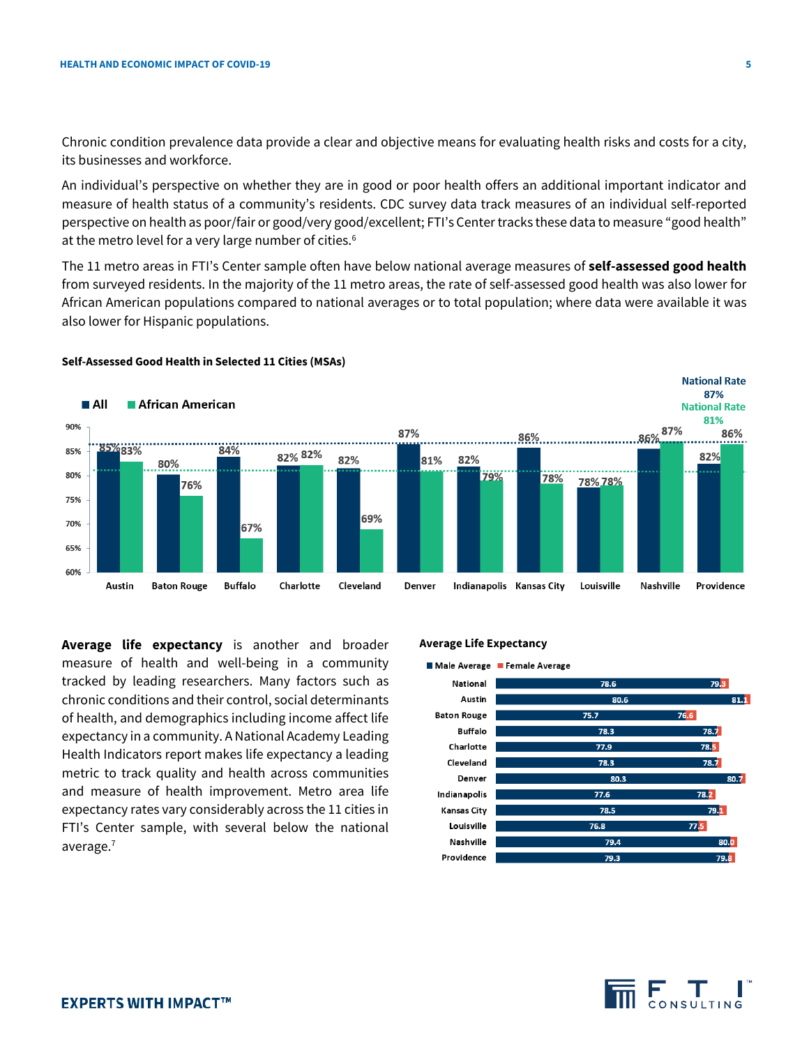Chronic condition prevalence data provide a clear and objective means for evaluating health risks and costs for a city, its businesses and workforce.

An individual's perspective on whether they are in good or poor health offers an additional important indicator and measure of health status of a community's residents. CDC survey data track measures of an individual self-reported perspective on health as poor/fair or good/very good/excellent; FTI's Center tracks these data to measure "good health" at the metro level for a very large number of cities.[6]

The 11 metro areas in FTI's Center sample often have below national average measures of **self-assessed good health** from surveyed residents. In the majority of the 11 metro areas, the rate of self-assessed good health was also lower for African American populations compared to national averages or to total population; where data were available it was also lower for Hispanic populations.

**Self-Assessed Good Health in Selected 11 Cities (MSAs)**

National Rate (All): 87%; National Rate (African American): 81%

| City | All | African American |
|---|---|---|
| Austin | 85% | 83% |
| Baton Rouge | 80% | 76% |
| Buffalo | 84% | 67% |
| Charlotte | 82% | 82% |
| Cleveland | 82% | 69% |
| Denver | 87% | 81% |
| Indianapolis | 82% | 79% |
| Kansas City | 86% | 78% |
| Louisville | 78% | 78% |
| Nashville | 86% | 87% |
| Providence | 82% | 86% |

**Average life expectancy** is another and broader measure of health and well-being in a community tracked by leading researchers. Many factors such as chronic conditions and their control, social determinants of health, and demographics including income affect life expectancy in a community. A National Academy Leading Health Indicators report makes life expectancy a leading metric to track quality and health across communities and measure of health improvement. Metro area life expectancy rates vary considerably across the 11 cities in FTI's Center sample, with several below the national average.[7]

**Average Life Expectancy**

| Area | Male Average | Female Average |
|---|---|---|
| National | 78.6 | 79.3 |
| Austin | 80.6 | 81.1 |
| Baton Rouge | 75.7 | 76.6 |
| Buffalo | 78.3 | 78.7 |
| Charlotte | 77.9 | 78.5 |
| Cleveland | 78.3 | 78.7 |
| Denver | 80.3 | 80.7 |
| Indianapolis | 77.6 | 78.2 |
| Kansas City | 78.5 | 79.1 |
| Louisville | 76.8 | 77.5 |
| Nashville | 79.4 | 80.0 |
| Providence | 79.3 | 79.8 |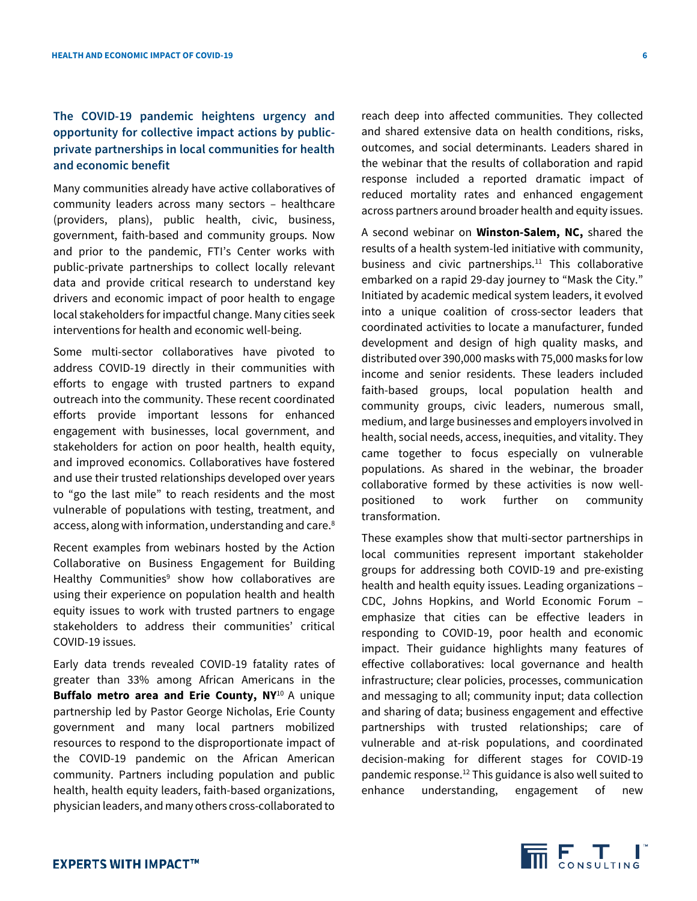### The COVID-19 pandemic heightens urgency and opportunity for collective impact actions by public-private partnerships in local communities for health and economic benefit

Many communities already have active collaboratives of community leaders across many sectors – healthcare (providers, plans), public health, civic, business, government, faith-based and community groups. Now and prior to the pandemic, FTI's Center works with public-private partnerships to collect locally relevant data and provide critical research to understand key drivers and economic impact of poor health to engage local stakeholders for impactful change. Many cities seek interventions for health and economic well-being.

Some multi-sector collaboratives have pivoted to address COVID-19 directly in their communities with efforts to engage with trusted partners to expand outreach into the community. These recent coordinated efforts provide important lessons for enhanced engagement with businesses, local government, and stakeholders for action on poor health, health equity, and improved economics. Collaboratives have fostered and use their trusted relationships developed over years to "go the last mile" to reach residents and the most vulnerable of populations with testing, treatment, and access, along with information, understanding and care.[8]

Recent examples from webinars hosted by the Action Collaborative on Business Engagement for Building Healthy Communities[9] show how collaboratives are using their experience on population health and health equity issues to work with trusted partners to engage stakeholders to address their communities' critical COVID-19 issues.

Early data trends revealed COVID-19 fatality rates of greater than 33% among African Americans in the **Buffalo metro area and Erie County, NY**[10] A unique partnership led by Pastor George Nicholas, Erie County government and many local partners mobilized resources to respond to the disproportionate impact of the COVID-19 pandemic on the African American community. Partners including population and public health, health equity leaders, faith-based organizations, physician leaders, and many others cross-collaborated to reach deep into affected communities. They collected and shared extensive data on health conditions, risks, outcomes, and social determinants. Leaders shared in the webinar that the results of collaboration and rapid response included a reported dramatic impact of reduced mortality rates and enhanced engagement across partners around broader health and equity issues.

A second webinar on **Winston-Salem, NC,** shared the results of a health system-led initiative with community, business and civic partnerships.[11] This collaborative embarked on a rapid 29-day journey to "Mask the City." Initiated by academic medical system leaders, it evolved into a unique coalition of cross-sector leaders that coordinated activities to locate a manufacturer, funded development and design of high quality masks, and distributed over 390,000 masks with 75,000 masks for low income and senior residents. These leaders included faith-based groups, local population health and community groups, civic leaders, numerous small, medium, and large businesses and employers involved in health, social needs, access, inequities, and vitality. They came together to focus especially on vulnerable populations. As shared in the webinar, the broader collaborative formed by these activities is now well-positioned to work further on community transformation.

These examples show that multi-sector partnerships in local communities represent important stakeholder groups for addressing both COVID-19 and pre-existing health and health equity issues. Leading organizations – CDC, Johns Hopkins, and World Economic Forum – emphasize that cities can be effective leaders in responding to COVID-19, poor health and economic impact. Their guidance highlights many features of effective collaboratives: local governance and health infrastructure; clear policies, processes, communication and messaging to all; community input; data collection and sharing of data; business engagement and effective partnerships with trusted relationships; care of vulnerable and at-risk populations, and coordinated decision-making for different stages for COVID-19 pandemic response.[12] This guidance is also well suited to enhance understanding, engagement of new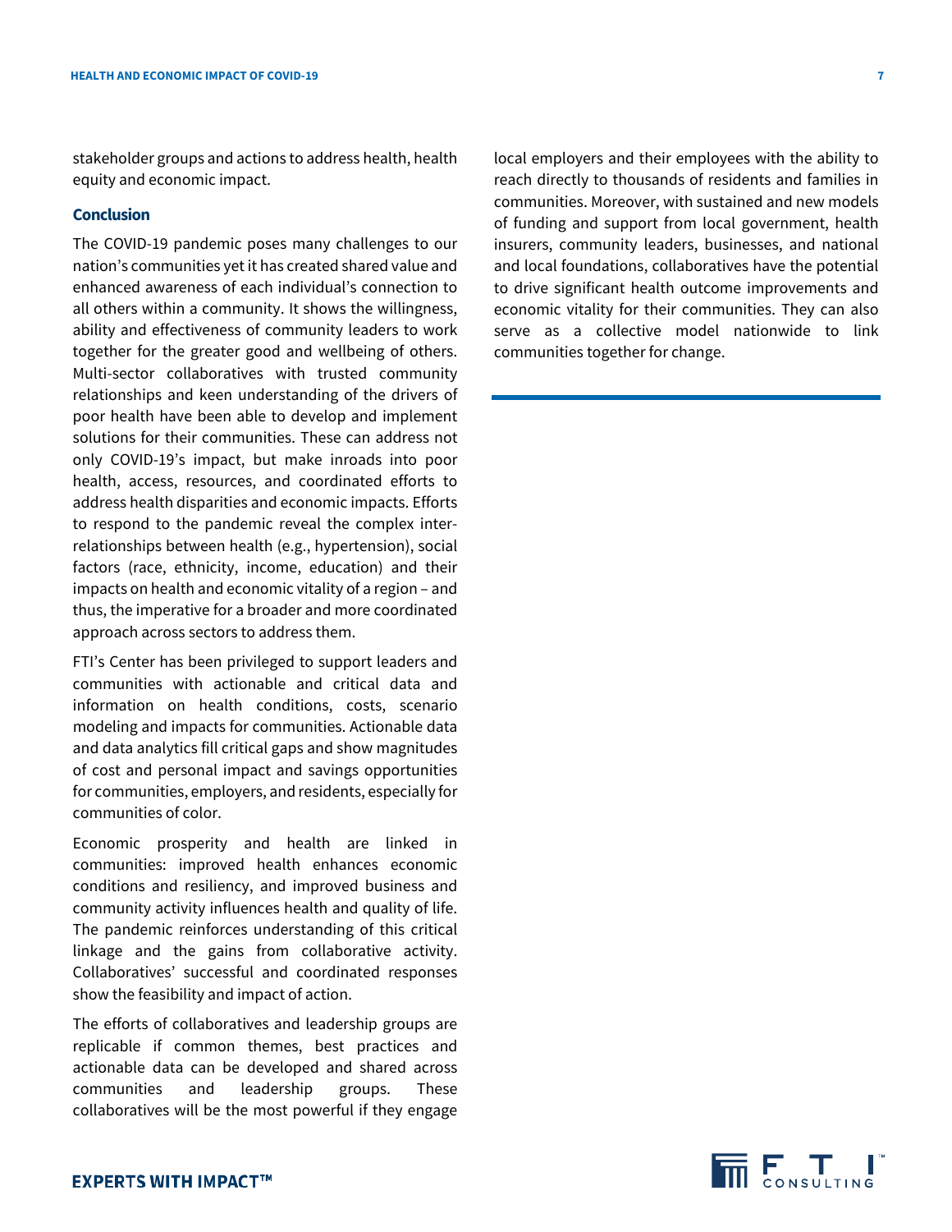stakeholder groups and actions to address health, health equity and economic impact.

### Conclusion

The COVID-19 pandemic poses many challenges to our nation's communities yet it has created shared value and enhanced awareness of each individual's connection to all others within a community. It shows the willingness, ability and effectiveness of community leaders to work together for the greater good and wellbeing of others. Multi-sector collaboratives with trusted community relationships and keen understanding of the drivers of poor health have been able to develop and implement solutions for their communities. These can address not only COVID-19's impact, but make inroads into poor health, access, resources, and coordinated efforts to address health disparities and economic impacts. Efforts to respond to the pandemic reveal the complex inter-relationships between health (e.g., hypertension), social factors (race, ethnicity, income, education) and their impacts on health and economic vitality of a region – and thus, the imperative for a broader and more coordinated approach across sectors to address them.

FTI's Center has been privileged to support leaders and communities with actionable and critical data and information on health conditions, costs, scenario modeling and impacts for communities. Actionable data and data analytics fill critical gaps and show magnitudes of cost and personal impact and savings opportunities for communities, employers, and residents, especially for communities of color.

Economic prosperity and health are linked in communities: improved health enhances economic conditions and resiliency, and improved business and community activity influences health and quality of life. The pandemic reinforces understanding of this critical linkage and the gains from collaborative activity. Collaboratives' successful and coordinated responses show the feasibility and impact of action.

The efforts of collaboratives and leadership groups are replicable if common themes, best practices and actionable data can be developed and shared across communities and leadership groups. These collaboratives will be the most powerful if they engage local employers and their employees with the ability to reach directly to thousands of residents and families in communities. Moreover, with sustained and new models of funding and support from local government, health insurers, community leaders, businesses, and national and local foundations, collaboratives have the potential to drive significant health outcome improvements and economic vitality for their communities. They can also serve as a collective model nationwide to link communities together for change.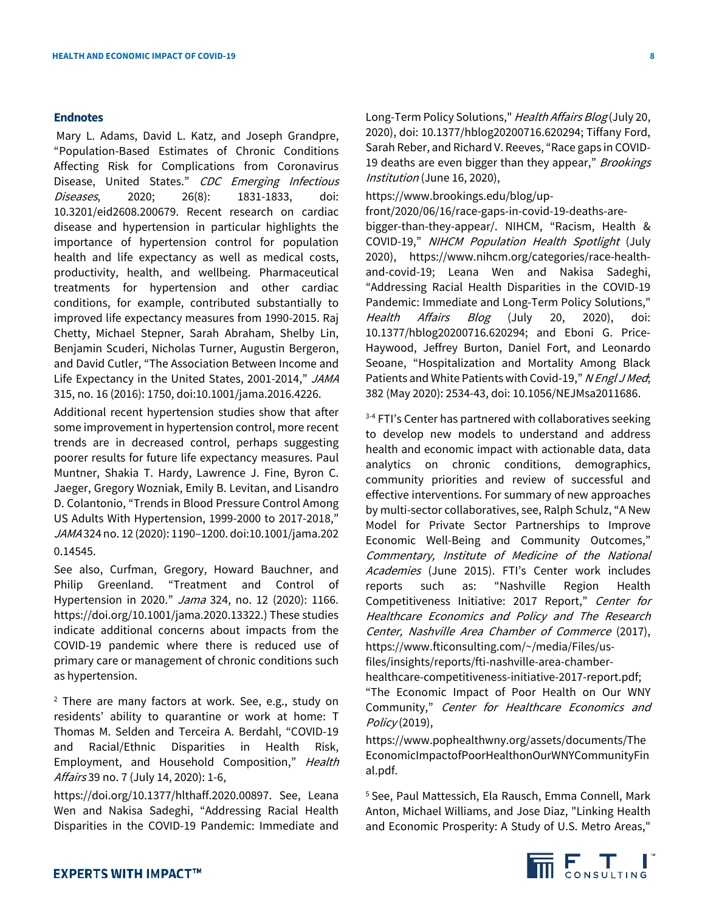## Endnotes

Mary L. Adams, David L. Katz, and Joseph Grandpre, "Population-Based Estimates of Chronic Conditions Affecting Risk for Complications from Coronavirus Disease, United States." *CDC Emerging Infectious Diseases*, 2020; 26(8): 1831-1833, doi: 10.3201/eid2608.200679. Recent research on cardiac disease and hypertension in particular highlights the importance of hypertension control for population health and life expectancy as well as medical costs, productivity, health, and wellbeing. Pharmaceutical treatments for hypertension and other cardiac conditions, for example, contributed substantially to improved life expectancy measures from 1990-2015. Raj Chetty, Michael Stepner, Sarah Abraham, Shelby Lin, Benjamin Scuderi, Nicholas Turner, Augustin Bergeron, and David Cutler, "The Association Between Income and Life Expectancy in the United States, 2001-2014," *JAMA* 315, no. 16 (2016): 1750, doi:10.1001/jama.2016.4226.

Additional recent hypertension studies show that after some improvement in hypertension control, more recent trends are in decreased control, perhaps suggesting poorer results for future life expectancy measures. Paul Muntner, Shakia T. Hardy, Lawrence J. Fine, Byron C. Jaeger, Gregory Wozniak, Emily B. Levitan, and Lisandro D. Colantonio, "Trends in Blood Pressure Control Among US Adults With Hypertension, 1999-2000 to 2017-2018," *JAMA* 324 no. 12 (2020): 1190–1200. doi:10.1001/jama.2020.14545.

See also, Curfman, Gregory, Howard Bauchner, and Philip Greenland. "Treatment and Control of Hypertension in 2020." *Jama* 324, no. 12 (2020): 1166. https://doi.org/10.1001/jama.2020.13322.) These studies indicate additional concerns about impacts from the COVID-19 pandemic where there is reduced use of primary care or management of chronic conditions such as hypertension.

[2] There are many factors at work. See, e.g., study on residents' ability to quarantine or work at home: T Thomas M. Selden and Terceira A. Berdahl, "COVID-19 and Racial/Ethnic Disparities in Health Risk, Employment, and Household Composition," *Health Affairs* 39 no. 7 (July 14, 2020): 1-6,

https://doi.org/10.1377/hlthaff.2020.00897. See, Leana Wen and Nakisa Sadeghi, "Addressing Racial Health Disparities in the COVID-19 Pandemic: Immediate and Long-Term Policy Solutions," *Health Affairs Blog* (July 20, 2020), doi: 10.1377/hblog20200716.620294; Tiffany Ford, Sarah Reber, and Richard V. Reeves, "Race gaps in COVID-19 deaths are even bigger than they appear," *Brookings Institution* (June 16, 2020),

https://www.brookings.edu/blog/up-front/2020/06/16/race-gaps-in-covid-19-deaths-are-bigger-than-they-appear/. NIHCM, "Racism, Health & COVID-19," *NIHCM Population Health Spotlight* (July 2020), https://www.nihcm.org/categories/race-health-and-covid-19; Leana Wen and Nakisa Sadeghi, "Addressing Racial Health Disparities in the COVID-19 Pandemic: Immediate and Long-Term Policy Solutions," *Health Affairs Blog* (July 20, 2020), doi: 10.1377/hblog20200716.620294; and Eboni G. Price-Haywood, Jeffrey Burton, Daniel Fort, and Leonardo Seoane, "Hospitalization and Mortality Among Black Patients and White Patients with Covid-19," *N Engl J Med*; 382 (May 2020): 2534-43, doi: 10.1056/NEJMsa2011686.

[3-4] FTI's Center has partnered with collaboratives seeking to develop new models to understand and address health and economic impact with actionable data, data analytics on chronic conditions, demographics, community priorities and review of successful and effective interventions. For summary of new approaches by multi-sector collaboratives, see, Ralph Schulz, "A New Model for Private Sector Partnerships to Improve Economic Well-Being and Community Outcomes," *Commentary, Institute of Medicine of the National Academies* (June 2015). FTI's Center work includes reports such as: "Nashville Region Health Competitiveness Initiative: 2017 Report," *Center for Healthcare Economics and Policy and The Research Center, Nashville Area Chamber of Commerce* (2017), https://www.fticonsulting.com/~/media/Files/us-files/insights/reports/fti-nashville-area-chamber-healthcare-competitiveness-initiative-2017-report.pdf; "The Economic Impact of Poor Health on Our WNY Community," *Center for Healthcare Economics and Policy* (2019),

https://www.pophealthwny.org/assets/documents/TheEconomicImpactofPoorHealthonOurWNYCommunityFinal.pdf.

[5] See, Paul Mattessich, Ela Rausch, Emma Connell, Mark Anton, Michael Williams, and Jose Diaz, "Linking Health and Economic Prosperity: A Study of U.S. Metro Areas,"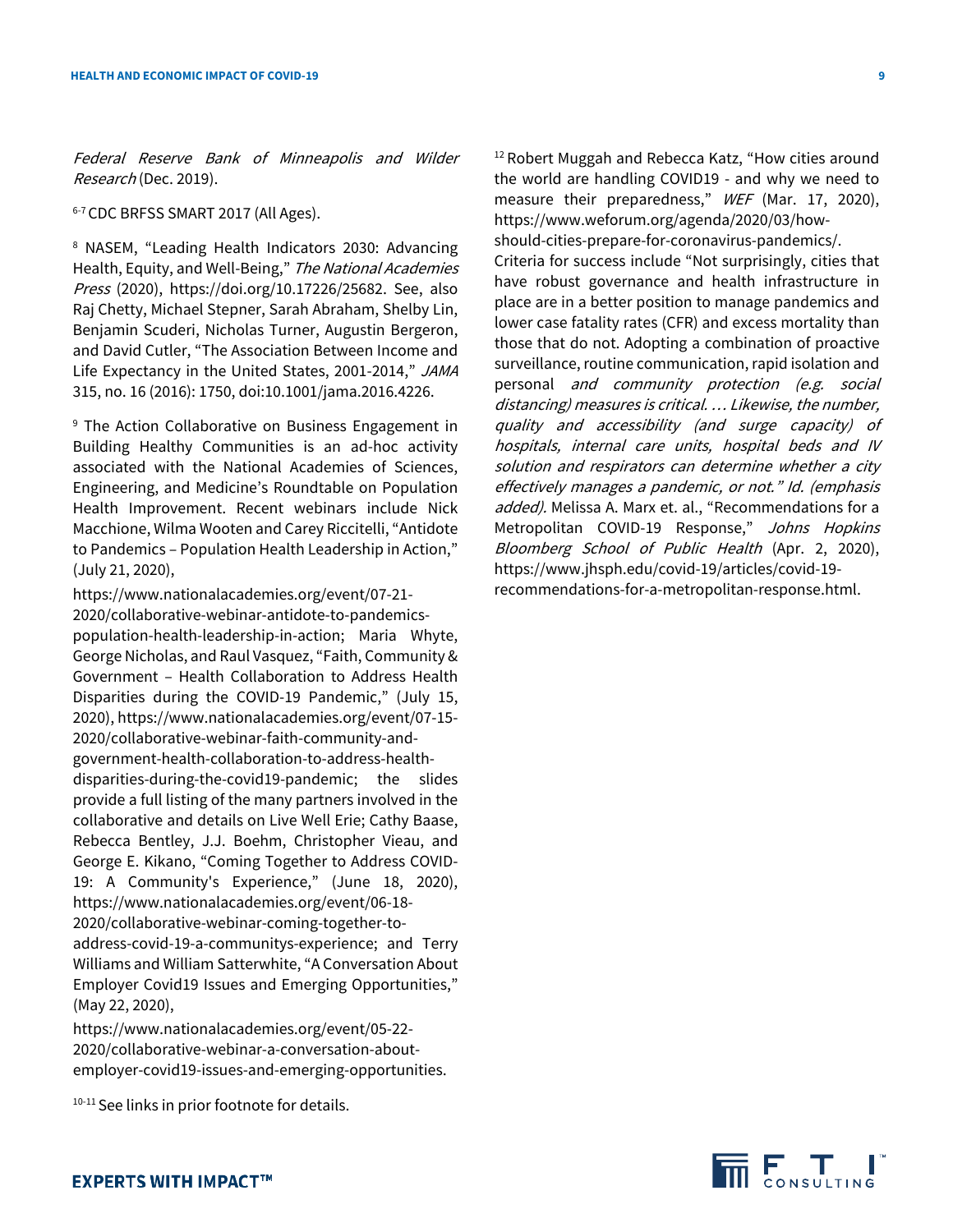*Federal Reserve Bank of Minneapolis and Wilder Research* (Dec. 2019).

[6-7] CDC BRFSS SMART 2017 (All Ages).

[8] NASEM, "Leading Health Indicators 2030: Advancing Health, Equity, and Well-Being," *The National Academies Press* (2020), https://doi.org/10.17226/25682. See, also Raj Chetty, Michael Stepner, Sarah Abraham, Shelby Lin, Benjamin Scuderi, Nicholas Turner, Augustin Bergeron, and David Cutler, "The Association Between Income and Life Expectancy in the United States, 2001-2014," *JAMA* 315, no. 16 (2016): 1750, doi:10.1001/jama.2016.4226.

[9] The Action Collaborative on Business Engagement in Building Healthy Communities is an ad-hoc activity associated with the National Academies of Sciences, Engineering, and Medicine's Roundtable on Population Health Improvement. Recent webinars include Nick Macchione, Wilma Wooten and Carey Riccitelli, "Antidote to Pandemics – Population Health Leadership in Action," (July 21, 2020), https://www.nationalacademies.org/event/07-21-2020/collaborative-webinar-antidote-to-pandemics-population-health-leadership-in-action; Maria Whyte, George Nicholas, and Raul Vasquez, "Faith, Community & Government – Health Collaboration to Address Health Disparities during the COVID-19 Pandemic," (July 15, 2020), https://www.nationalacademies.org/event/07-15-2020/collaborative-webinar-faith-community-and-government-health-collaboration-to-address-health-disparities-during-the-covid19-pandemic; the slides provide a full listing of the many partners involved in the collaborative and details on Live Well Erie; Cathy Baase, Rebecca Bentley, J.J. Boehm, Christopher Vieau, and George E. Kikano, "Coming Together to Address COVID-19: A Community's Experience," (June 18, 2020), https://www.nationalacademies.org/event/06-18-2020/collaborative-webinar-coming-together-to-address-covid-19-a-communitys-experience; and Terry Williams and William Satterwhite, "A Conversation About Employer Covid19 Issues and Emerging Opportunities," (May 22, 2020), https://www.nationalacademies.org/event/05-22-2020/collaborative-webinar-a-conversation-about-employer-covid19-issues-and-emerging-opportunities.

[10-11] See links in prior footnote for details.

[12] Robert Muggah and Rebecca Katz, "How cities around the world are handling COVID19 - and why we need to measure their preparedness," *WEF* (Mar. 17, 2020), https://www.weforum.org/agenda/2020/03/how-should-cities-prepare-for-coronavirus-pandemics/. Criteria for success include "Not surprisingly, cities that have robust governance and health infrastructure in place are in a better position to manage pandemics and lower case fatality rates (CFR) and excess mortality than those that do not. Adopting a combination of proactive surveillance, routine communication, rapid isolation and personal *and community protection (e.g. social distancing) measures is critical. … Likewise, the number, quality and accessibility (and surge capacity) of hospitals, internal care units, hospital beds and IV solution and respirators can determine whether a city effectively manages a pandemic, or not." Id. (emphasis added).* Melissa A. Marx et. al., "Recommendations for a Metropolitan COVID-19 Response," *Johns Hopkins Bloomberg School of Public Health* (Apr. 2, 2020), https://www.jhsph.edu/covid-19/articles/covid-19-recommendations-for-a-metropolitan-response.html.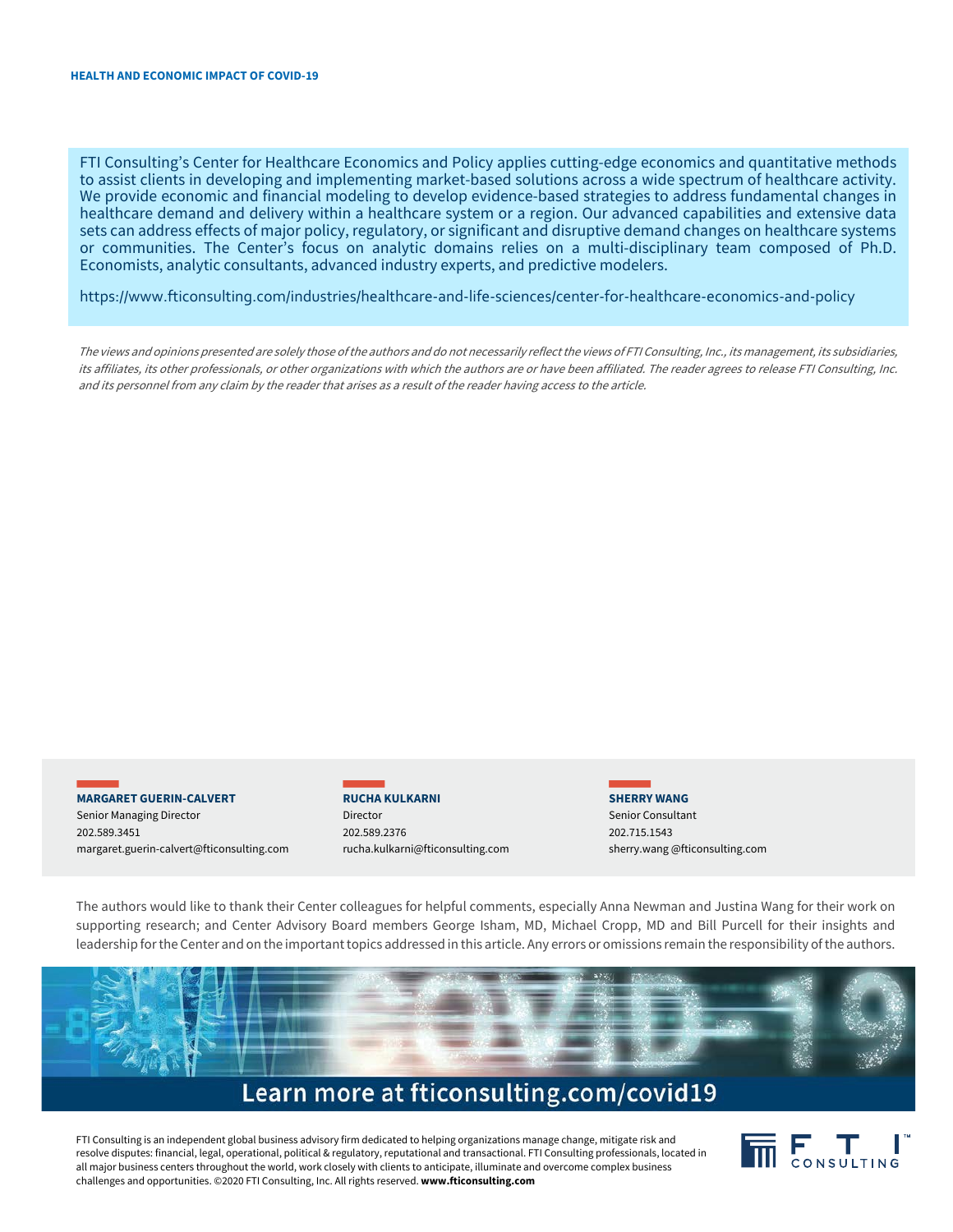FTI Consulting's Center for Healthcare Economics and Policy applies cutting-edge economics and quantitative methods to assist clients in developing and implementing market-based solutions across a wide spectrum of healthcare activity. We provide economic and financial modeling to develop evidence-based strategies to address fundamental changes in healthcare demand and delivery within a healthcare system or a region. Our advanced capabilities and extensive data sets can address effects of major policy, regulatory, or significant and disruptive demand changes on healthcare systems or communities. The Center's focus on analytic domains relies on a multi-disciplinary team composed of Ph.D. Economists, analytic consultants, advanced industry experts, and predictive modelers.

https://www.fticonsulting.com/industries/healthcare-and-life-sciences/center-for-healthcare-economics-and-policy

*The views and opinions presented are solely those of the authors and do not necessarily reflect the views of FTI Consulting, Inc., its management, its subsidiaries, its affiliates, its other professionals, or other organizations with which the authors are or have been affiliated. The reader agrees to release FTI Consulting, Inc. and its personnel from any claim by the reader that arises as a result of the reader having access to the article.*

**MARGARET GUERIN-CALVERT**
Senior Managing Director
202.589.3451
margaret.guerin-calvert@fticonsulting.com

**RUCHA KULKARNI**
Director
202.589.2376
rucha.kulkarni@fticonsulting.com

**SHERRY WANG**
Senior Consultant
202.715.1543
sherry.wang @fticonsulting.com

The authors would like to thank their Center colleagues for helpful comments, especially Anna Newman and Justina Wang for their work on supporting research; and Center Advisory Board members George Isham, MD, Michael Cropp, MD and Bill Purcell for their insights and leadership for the Center and on the important topics addressed in this article. Any errors or omissions remain the responsibility of the authors.

Learn more at fticonsulting.com/covid19

FTI Consulting is an independent global business advisory firm dedicated to helping organizations manage change, mitigate risk and resolve disputes: financial, legal, operational, political & regulatory, reputational and transactional. FTI Consulting professionals, located in all major business centers throughout the world, work closely with clients to anticipate, illuminate and overcome complex business challenges and opportunities. ©2020 FTI Consulting, Inc. All rights reserved. **www.fticonsulting.com**